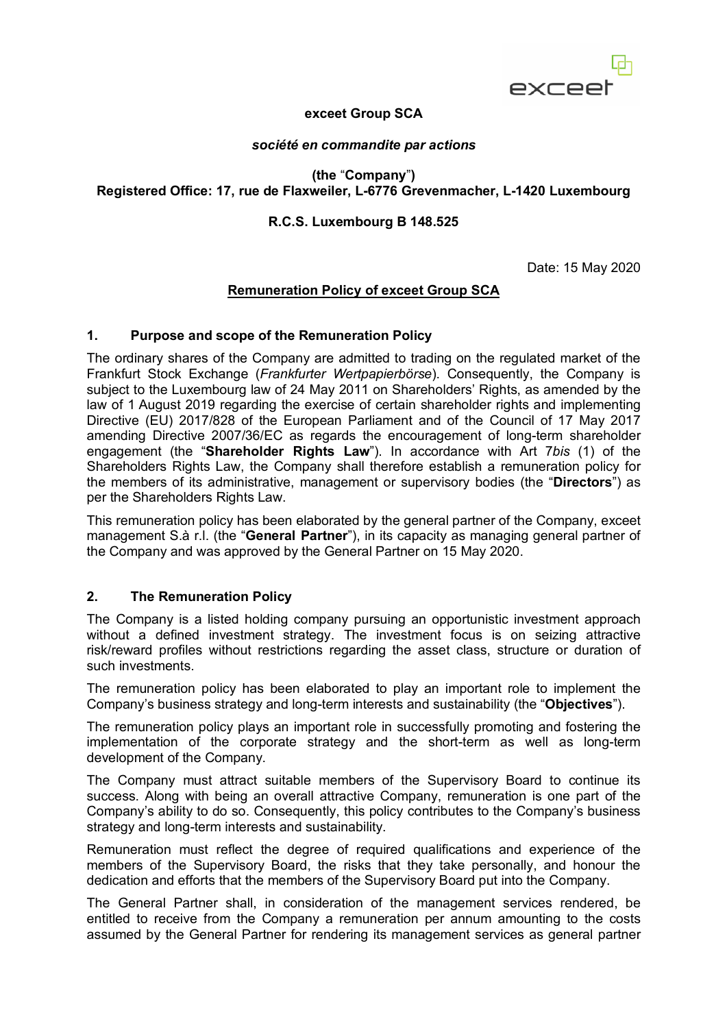**exceet Group SCA**

***société en commandite par actions***

**(the "Company")**
**Registered Office: 17, rue de Flaxweiler, L-6776 Grevenmacher, L-1420 Luxembourg**

**R.C.S. Luxembourg B 148.525**

Date: 15 May 2020

**Remuneration Policy of exceet Group SCA**

## 1. Purpose and scope of the Remuneration Policy

The ordinary shares of the Company are admitted to trading on the regulated market of the Frankfurt Stock Exchange (*Frankfurter Wertpapierbörse*). Consequently, the Company is subject to the Luxembourg law of 24 May 2011 on Shareholders' Rights, as amended by the law of 1 August 2019 regarding the exercise of certain shareholder rights and implementing Directive (EU) 2017/828 of the European Parliament and of the Council of 17 May 2017 amending Directive 2007/36/EC as regards the encouragement of long-term shareholder engagement (the "**Shareholder Rights Law**"). In accordance with Art 7*bis* (1) of the Shareholders Rights Law, the Company shall therefore establish a remuneration policy for the members of its administrative, management or supervisory bodies (the "**Directors**") as per the Shareholders Rights Law.

This remuneration policy has been elaborated by the general partner of the Company, exceet management S.à r.l. (the "**General Partner**"), in its capacity as managing general partner of the Company and was approved by the General Partner on 15 May 2020.

## 2. The Remuneration Policy

The Company is a listed holding company pursuing an opportunistic investment approach without a defined investment strategy. The investment focus is on seizing attractive risk/reward profiles without restrictions regarding the asset class, structure or duration of such investments.

The remuneration policy has been elaborated to play an important role to implement the Company's business strategy and long-term interests and sustainability (the "**Objectives**").

The remuneration policy plays an important role in successfully promoting and fostering the implementation of the corporate strategy and the short-term as well as long-term development of the Company.

The Company must attract suitable members of the Supervisory Board to continue its success. Along with being an overall attractive Company, remuneration is one part of the Company's ability to do so. Consequently, this policy contributes to the Company's business strategy and long-term interests and sustainability.

Remuneration must reflect the degree of required qualifications and experience of the members of the Supervisory Board, the risks that they take personally, and honour the dedication and efforts that the members of the Supervisory Board put into the Company.

The General Partner shall, in consideration of the management services rendered, be entitled to receive from the Company a remuneration per annum amounting to the costs assumed by the General Partner for rendering its management services as general partner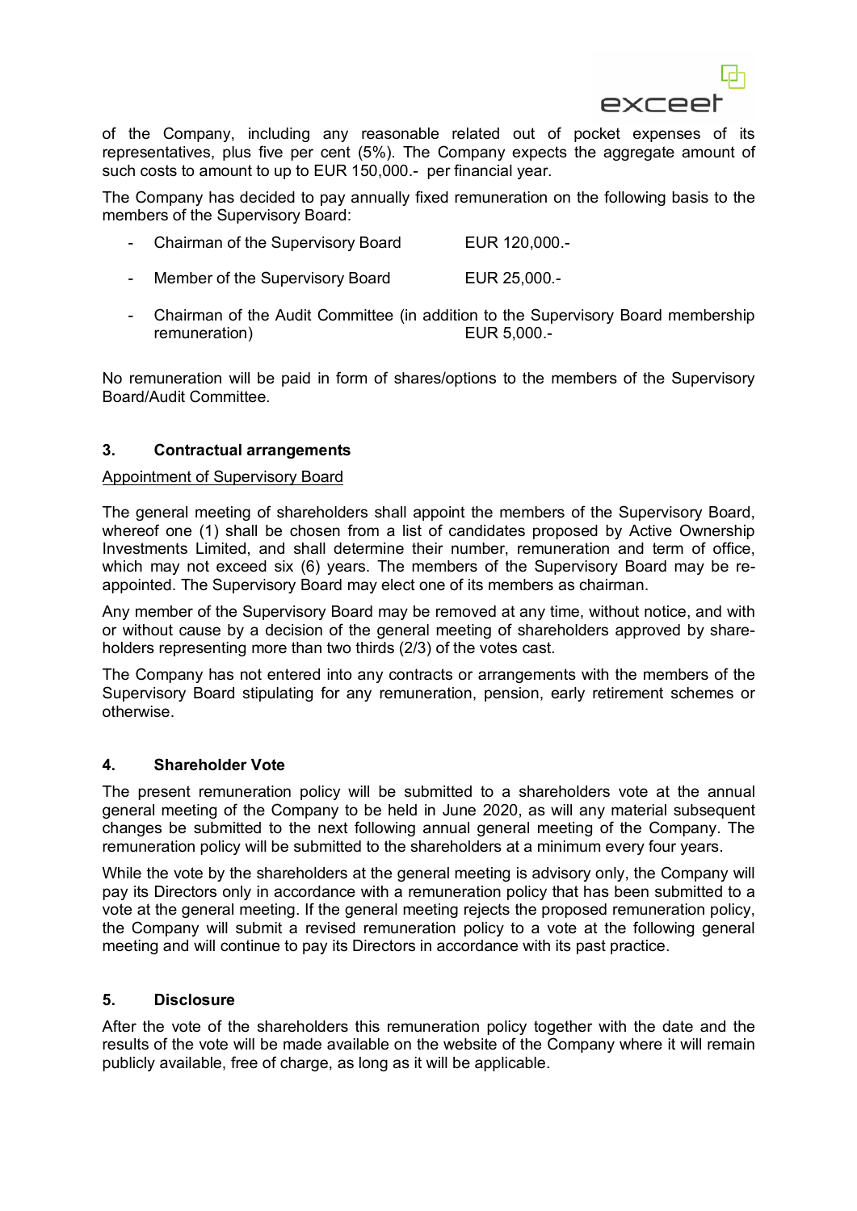of the Company, including any reasonable related out of pocket expenses of its representatives, plus five per cent (5%). The Company expects the aggregate amount of such costs to amount to up to EUR 150,000.- per financial year.

The Company has decided to pay annually fixed remuneration on the following basis to the members of the Supervisory Board:

- Chairman of the Supervisory Board EUR 120,000.-
- Member of the Supervisory Board EUR 25,000.-
- Chairman of the Audit Committee (in addition to the Supervisory Board membership remuneration) EUR 5,000.-

No remuneration will be paid in form of shares/options to the members of the Supervisory Board/Audit Committee.

## 3. Contractual arrangements

Appointment of Supervisory Board

The general meeting of shareholders shall appoint the members of the Supervisory Board, whereof one (1) shall be chosen from a list of candidates proposed by Active Ownership Investments Limited, and shall determine their number, remuneration and term of office, which may not exceed six (6) years. The members of the Supervisory Board may be re-appointed. The Supervisory Board may elect one of its members as chairman.

Any member of the Supervisory Board may be removed at any time, without notice, and with or without cause by a decision of the general meeting of shareholders approved by share-holders representing more than two thirds (2/3) of the votes cast.

The Company has not entered into any contracts or arrangements with the members of the Supervisory Board stipulating for any remuneration, pension, early retirement schemes or otherwise.

## 4. Shareholder Vote

The present remuneration policy will be submitted to a shareholders vote at the annual general meeting of the Company to be held in June 2020, as will any material subsequent changes be submitted to the next following annual general meeting of the Company. The remuneration policy will be submitted to the shareholders at a minimum every four years.

While the vote by the shareholders at the general meeting is advisory only, the Company will pay its Directors only in accordance with a remuneration policy that has been submitted to a vote at the general meeting. If the general meeting rejects the proposed remuneration policy, the Company will submit a revised remuneration policy to a vote at the following general meeting and will continue to pay its Directors in accordance with its past practice.

## 5. Disclosure

After the vote of the shareholders this remuneration policy together with the date and the results of the vote will be made available on the website of the Company where it will remain publicly available, free of charge, as long as it will be applicable.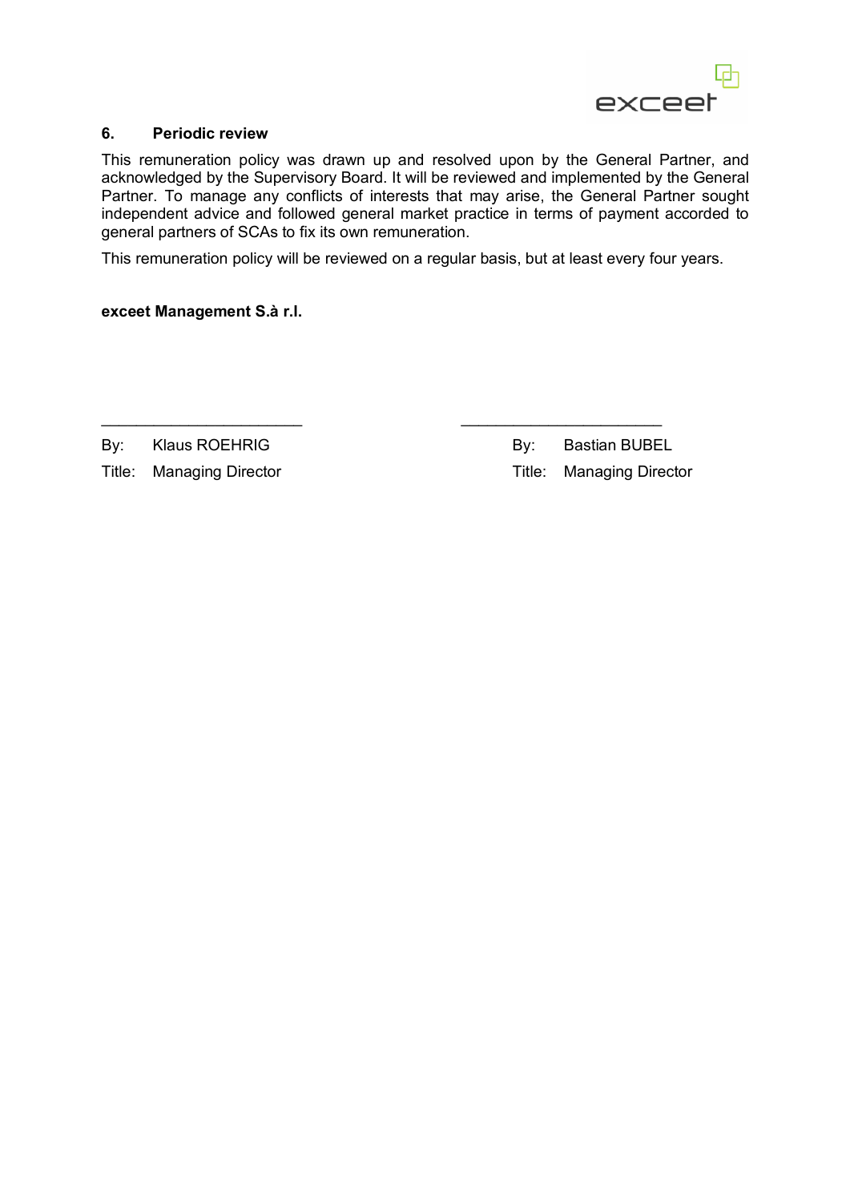## 6. Periodic review

This remuneration policy was drawn up and resolved upon by the General Partner, and acknowledged by the Supervisory Board. It will be reviewed and implemented by the General Partner. To manage any conflicts of interests that may arise, the General Partner sought independent advice and followed general market practice in terms of payment accorded to general partners of SCAs to fix its own remuneration.

This remuneration policy will be reviewed on a regular basis, but at least every four years.

**exceet Management S.à r.l.**

\_\_\_\_\_\_\_\_\_\_\_\_\_\_\_\_\_\_\_\_\_\_\_\_

By: Klaus ROEHRIG

Title: Managing Director

\_\_\_\_\_\_\_\_\_\_\_\_\_\_\_\_\_\_\_\_\_\_\_\_

By: Bastian BUBEL

Title: Managing Director